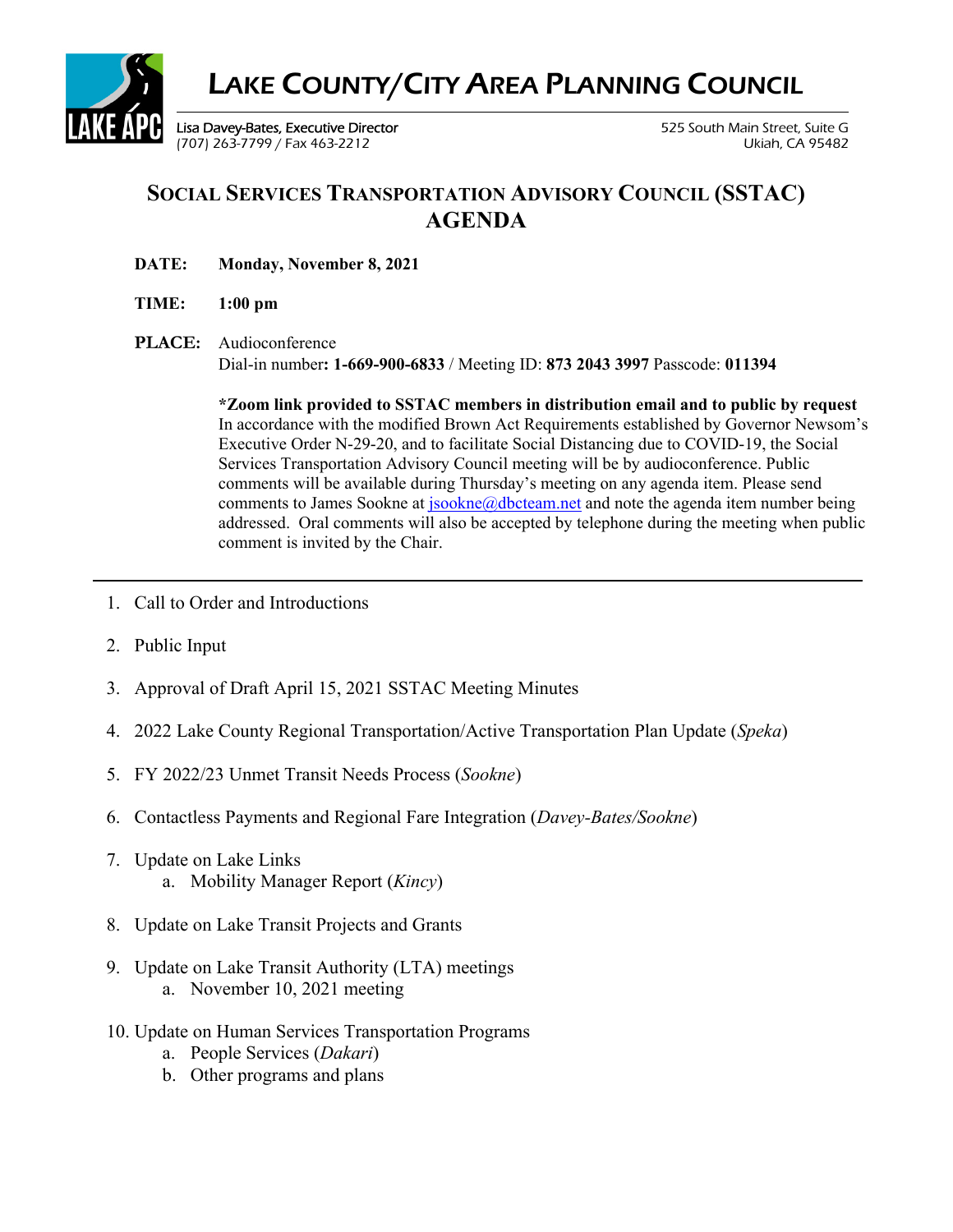# LAKE COUNTY/CITY AREA PLANNING COUNCIL

Lisa Davey-Bates, Executive Director
(707) 263-7799 / Fax 463-2212

525 South Main Street, Suite G
Ukiah, CA 95482

## SOCIAL SERVICES TRANSPORTATION ADVISORY COUNCIL (SSTAC) AGENDA

**DATE:** **Monday, November 8, 2021**

**TIME:** **1:00 pm**

**PLACE:** Audioconference
Dial-in number**: 1-669-900-6833** / Meeting ID: **873 2043 3997** Passcode: **011394**

**\*Zoom link provided to SSTAC members in distribution email and to public by request**
In accordance with the modified Brown Act Requirements established by Governor Newsom's Executive Order N-29-20, and to facilitate Social Distancing due to COVID-19, the Social Services Transportation Advisory Council meeting will be by audioconference. Public comments will be available during Thursday's meeting on any agenda item. Please send comments to James Sookne at jsookne@dbcteam.net and note the agenda item number being addressed. Oral comments will also be accepted by telephone during the meeting when public comment is invited by the Chair.

---

1. Call to Order and Introductions
2. Public Input
3. Approval of Draft April 15, 2021 SSTAC Meeting Minutes
4. 2022 Lake County Regional Transportation/Active Transportation Plan Update (*Speka*)
5. FY 2022/23 Unmet Transit Needs Process (*Sookne*)
6. Contactless Payments and Regional Fare Integration (*Davey-Bates/Sookne*)
7. Update on Lake Links
   a. Mobility Manager Report (*Kincy*)
8. Update on Lake Transit Projects and Grants
9. Update on Lake Transit Authority (LTA) meetings
   a. November 10, 2021 meeting
10. Update on Human Services Transportation Programs
    a. People Services (*Dakari*)
    b. Other programs and plans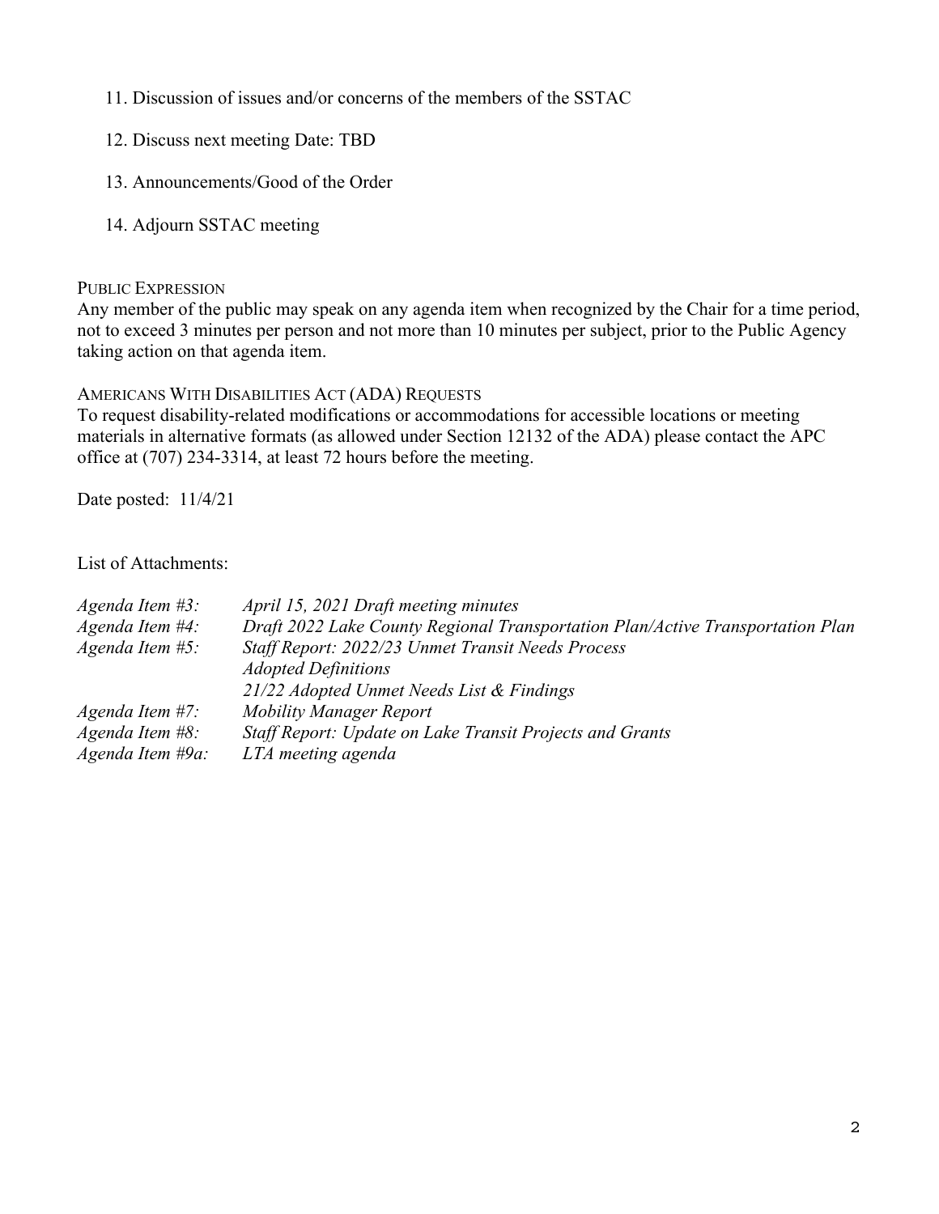11. Discussion of issues and/or concerns of the members of the SSTAC

12. Discuss next meeting Date: TBD

13. Announcements/Good of the Order

14. Adjourn SSTAC meeting

PUBLIC EXPRESSION

Any member of the public may speak on any agenda item when recognized by the Chair for a time period, not to exceed 3 minutes per person and not more than 10 minutes per subject, prior to the Public Agency taking action on that agenda item.

AMERICANS WITH DISABILITIES ACT (ADA) REQUESTS

To request disability-related modifications or accommodations for accessible locations or meeting materials in alternative formats (as allowed under Section 12132 of the ADA) please contact the APC office at (707) 234-3314, at least 72 hours before the meeting.

Date posted: 11/4/21

List of Attachments:

| | |
|---|---|
| *Agenda Item #3:* | *April 15, 2021 Draft meeting minutes* |
| *Agenda Item #4:* | *Draft 2022 Lake County Regional Transportation Plan/Active Transportation Plan* |
| *Agenda Item #5:* | *Staff Report: 2022/23 Unmet Transit Needs Process* |
| | *Adopted Definitions* |
| | *21/22 Adopted Unmet Needs List & Findings* |
| *Agenda Item #7:* | *Mobility Manager Report* |
| *Agenda Item #8:* | *Staff Report: Update on Lake Transit Projects and Grants* |
| *Agenda Item #9a:* | *LTA meeting agenda* |